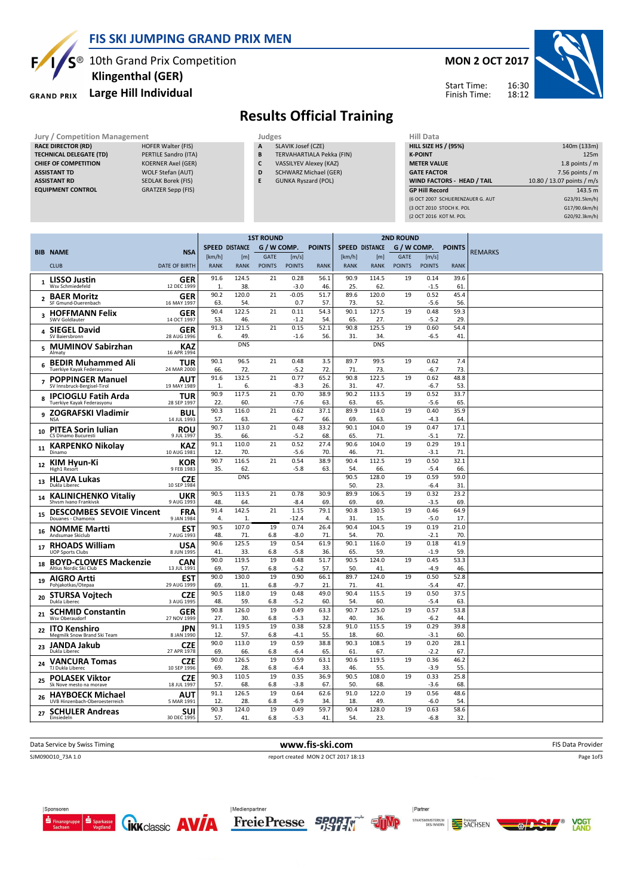# FIS SKI JUMPING GRAND PRIX MEN

10th Grand Prix Competition
**Klingenthal (GER)**
**Large Hill Individual**

**MON 2 OCT 2017**

Start Time: 16:30
Finish Time: 18:12

## Results Official Training

| Jury / Competition Management | |
|---|---|
| RACE DIRECTOR (RD) | HOFER Walter (FIS) |
| TECHNICAL DELEGATE (TD) | PERTILE Sandro (ITA) |
| CHIEF OF COMPETITION | KOERNER Axel (GER) |
| ASSISTANT TD | WOLF Stefan (AUT) |
| ASSISTANT RD | SEDLAK Borek (FIS) |
| EQUIPMENT CONTROL | GRATZER Sepp (FIS) |

| Judges | |
|---|---|
| A | SLAVIK Josef (CZE) |
| B | TERVAHARTIALA Pekka (FIN) |
| C | VASSILYEV Alexey (KAZ) |
| D | SCHWARZ Michael (GER) |
| E | GUNKA Ryszard (POL) |

| Hill Data | |
|---|---|
| HILL SIZE HS / (95%) | 140m (133m) |
| K-POINT | 125m |
| METER VALUE | 1.8 points / m |
| GATE FACTOR | 7.56 points / m |
| WIND FACTORS - HEAD / TAIL | 10.80 / 13.07 points / m/s |
| GP Hill Record | 143.5 m |
| (6 OCT 2007 SCHLIERENZAUER G. AUT | G23/91.5km/h) |
| (3 OCT 2010 STOCH K. POL | G17/90.6km/h) |
| (2 OCT 2016 KOT M. POL | G20/92.3km/h) |

| BIB | NAME / CLUB | NSA / DATE OF BIRTH | 1ST ROUND SPEED [km/h] / RANK | DISTANCE [m] / RANK | G / W COMP. GATE / POINTS | [m/s] / POINTS | POINTS / RANK | 2ND ROUND SPEED [km/h] / RANK | DISTANCE [m] / RANK | G / W COMP. GATE / POINTS | [m/s] / POINTS | POINTS / RANK | REMARKS |
|---|---|---|---|---|---|---|---|---|---|---|---|---|---|
| 1 | LISSO Justin / Wsv Schmiedefeld | GER / 12 DEC 1999 | 91.6 / 1. | 124.5 / 38. | 21 | 0.28 / -3.0 | 56.1 / 46. | 90.9 / 25. | 114.5 / 62. | 19 | 0.14 / -1.5 | 39.6 / 61. | |
| 2 | BAER Moritz / SF Gmund-Duerenbach | GER / 16 MAY 1997 | 90.2 / 63. | 120.0 / 54. | 21 | -0.05 / 0.7 | 51.7 / 57. | 89.6 / 73. | 120.0 / 52. | 19 | 0.52 / -5.6 | 45.4 / 56. | |
| 3 | HOFFMANN Felix / SWV Goldlauter | GER / 14 OCT 1997 | 90.4 / 53. | 122.5 / 46. | 21 | 0.11 / -1.2 | 54.3 / 54. | 90.1 / 65. | 127.5 / 27. | 19 | 0.48 / -5.2 | 59.3 / 29. | |
| 4 | SIEGEL David / SV Baiersbronn | GER / 28 AUG 1996 | 91.3 / 6. | 121.5 / 49. | 21 | 0.15 / -1.6 | 52.1 / 56. | 90.8 / 31. | 125.5 / 34. | 19 | 0.60 / -6.5 | 54.4 / 41. | |
| 5 | MUMINOV Sabirzhan / Almaty | KAZ / 16 APR 1994 | | DNS | | | | | DNS | | | | |
| 6 | BEDIR Muhammed Ali / Tuerkiye Kayak Federasyonu | TUR / 24 MAR 2000 | 90.1 / 66. | 96.5 / 72. | 21 | 0.48 / -5.2 | 3.5 / 72. | 89.7 / 71. | 99.5 / 73. | 19 | 0.62 / -6.7 | 7.4 / 73. | |
| 7 | POPPINGER Manuel / SV Innsbruck-Bergisel-Tirol | AUT / 19 MAY 1989 | 91.6 / 1. | 132.5 / 6. | 21 | 0.77 / -8.3 | 65.2 / 26. | 90.8 / 31. | 122.5 / 47. | 19 | 0.62 / -6.7 | 48.8 / 53. | |
| 8 | IPCIOGLU Fatih Arda / Tuerkiye Kayak Federasyonu | TUR / 28 SEP 1997 | 90.9 / 22. | 117.5 / 60. | 21 | 0.70 / -7.6 | 38.9 / 63. | 90.2 / 63. | 113.5 / 65. | 19 | 0.52 / -5.6 | 33.7 / 65. | |
| 9 | ZOGRAFSKI Vladimir / NSA | BUL / 14 JUL 1993 | 90.3 / 57. | 116.0 / 63. | 21 | 0.62 / -6.7 | 37.1 / 66. | 89.9 / 69. | 114.0 / 63. | 19 | 0.40 / -4.3 | 35.9 / 64. | |
| 10 | PITEA Sorin Iulian / CS Dinamo Bucuresti | ROU / 9 JUL 1997 | 90.7 / 35. | 113.0 / 66. | 21 | 0.48 / -5.2 | 33.2 / 68. | 90.1 / 65. | 104.0 / 71. | 19 | 0.47 / -5.1 | 17.1 / 72. | |
| 11 | KARPENKO Nikolay / Dinamo | KAZ / 10 AUG 1981 | 91.1 / 12. | 110.0 / 70. | 21 | 0.52 / -5.6 | 27.4 / 70. | 90.6 / 46. | 104.0 / 71. | 19 | 0.29 / -3.1 | 19.1 / 71. | |
| 12 | KIM Hyun-Ki / High1 Resort | KOR / 9 FEB 1983 | 90.7 / 35. | 116.5 / 62. | 21 | 0.54 / -5.8 | 38.9 / 63. | 90.4 / 54. | 112.5 / 66. | 19 | 0.50 / -5.4 | 32.1 / 66. | |
| 13 | HLAVA Lukas / Dukla Liberec | CZE / 10 SEP 1984 | | DNS | | | | 90.5 / 50. | 128.0 / 23. | 19 | 0.59 / -6.4 | 59.0 / 31. | |
| 14 | KALINICHENKO Vitaliy / Shvsm Ivano Frankivsk | UKR / 9 AUG 1993 | 90.5 / 48. | 113.5 / 64. | 21 | 0.78 / -8.4 | 30.9 / 69. | 89.9 / 69. | 106.5 / 69. | 19 | 0.32 / -3.5 | 23.2 / 69. | |
| 15 | DESCOMBES SEVOIE Vincent / Douanes - Chamonix | FRA / 9 JAN 1984 | 91.4 / 4. | 142.5 / 1. | 21 | 1.15 / -12.4 | 79.1 / 4. | 90.8 / 31. | 130.5 / 15. | 19 | 0.46 / -5.0 | 64.9 / 17. | |
| 16 | NOMME Martti / Andsumae Skiclub | EST / 7 AUG 1993 | 90.5 / 48. | 107.0 / 71. | 19 / 6.8 | 0.74 / -8.0 | 26.4 / 71. | 90.4 / 54. | 104.5 / 70. | 19 | 0.19 / -2.1 | 21.0 / 70. | |
| 17 | RHOADS William / UOP Sports Clubs | USA / 8 JUN 1995 | 90.6 / 41. | 125.5 / 33. | 19 / 6.8 | 0.54 / -5.8 | 61.9 / 36. | 90.1 / 65. | 116.0 / 59. | 19 | 0.18 / -1.9 | 41.9 / 59. | |
| 18 | BOYD-CLOWES Mackenzie / Altius Nordic Ski Club | CAN / 13 JUL 1991 | 90.0 / 69. | 119.5 / 57. | 19 / 6.8 | 0.48 / -5.2 | 51.7 / 57. | 90.5 / 50. | 124.0 / 41. | 19 | 0.45 / -4.9 | 53.3 / 46. | |
| 19 | AIGRO Artti / Pohjakotkas/Otepaa | EST / 29 AUG 1999 | 90.0 / 69. | 130.0 / 11. | 19 / 6.8 | 0.90 / -9.7 | 66.1 / 21. | 89.7 / 71. | 124.0 / 41. | 19 | 0.50 / -5.4 | 52.8 / 47. | |
| 20 | STURSA Vojtech / Dukla Liberec | CZE / 3 AUG 1995 | 90.5 / 48. | 118.0 / 59. | 19 / 6.8 | 0.48 / -5.2 | 49.0 / 60. | 90.4 / 54. | 115.5 / 60. | 19 | 0.50 / -5.4 | 37.5 / 63. | |
| 21 | SCHMID Constantin / Wsv Oberaudorf | GER / 27 NOV 1999 | 90.8 / 27. | 126.0 / 30. | 19 / 6.8 | 0.49 / -5.3 | 63.3 / 32. | 90.7 / 40. | 125.0 / 36. | 19 | 0.57 / -6.2 | 53.8 / 44. | |
| 22 | ITO Kenshiro / Megmilk Snow Brand Ski Team | JPN / 8 JAN 1990 | 91.1 / 12. | 119.5 / 57. | 19 / 6.8 | 0.38 / -4.1 | 52.8 / 55. | 91.0 / 18. | 115.5 / 60. | 19 | 0.29 / -3.1 | 39.8 / 60. | |
| 23 | JANDA Jakub / Dukla Liberec | CZE / 27 APR 1978 | 90.0 / 69. | 113.0 / 66. | 19 / 6.8 | 0.59 / -6.4 | 38.8 / 65. | 90.3 / 61. | 108.5 / 67. | 19 | 0.20 / -2.2 | 28.1 / 67. | |
| 24 | VANCURA Tomas / TJ Dukla Liberec | CZE / 10 SEP 1996 | 90.0 / 69. | 126.5 / 28. | 19 / 6.8 | 0.59 / -6.4 | 63.1 / 33. | 90.6 / 46. | 119.5 / 55. | 19 | 0.36 / -3.9 | 46.2 / 55. | |
| 25 | POLASEK Viktor / Sk Nove mesto na morave | CZE / 18 JUL 1997 | 90.3 / 57. | 110.5 / 68. | 19 / 6.8 | 0.35 / -3.8 | 36.9 / 67. | 90.5 / 50. | 108.0 / 68. | 19 | 0.33 / -3.6 | 25.8 / 68. | |
| 26 | HAYBOECK Michael / UVB Hinzenbach-Oberoesterreich | AUT / 5 MAR 1991 | 91.1 / 12. | 126.5 / 28. | 19 / 6.8 | 0.64 / -6.9 | 62.6 / 34. | 91.0 / 18. | 122.0 / 49. | 19 | 0.56 / -6.0 | 48.6 / 54. | |
| 27 | SCHULER Andreas / Einsiedeln | SUI / 30 DEC 1995 | 90.3 / 57. | 124.0 / 41. | 19 / 6.8 | 0.49 / -5.3 | 59.7 / 41. | 90.4 / 54. | 128.0 / 23. | 19 | 0.63 / -6.8 | 58.6 / 32. | |

Data Service by Swiss Timing — www.fis-ski.com — FIS Data Provider

SJM090O10_73A 1.0 — report created MON 2 OCT 2017 18:13

Sponsoren: Finanzgruppe Sachsen, Sparkasse Vogtland, IKK classic, AVIA | Medienpartner: Freie Presse, Sport in Osten, Jump | Partner: Staatsministerium des Innern, Freistaat Sachsen, DSV, Vogtland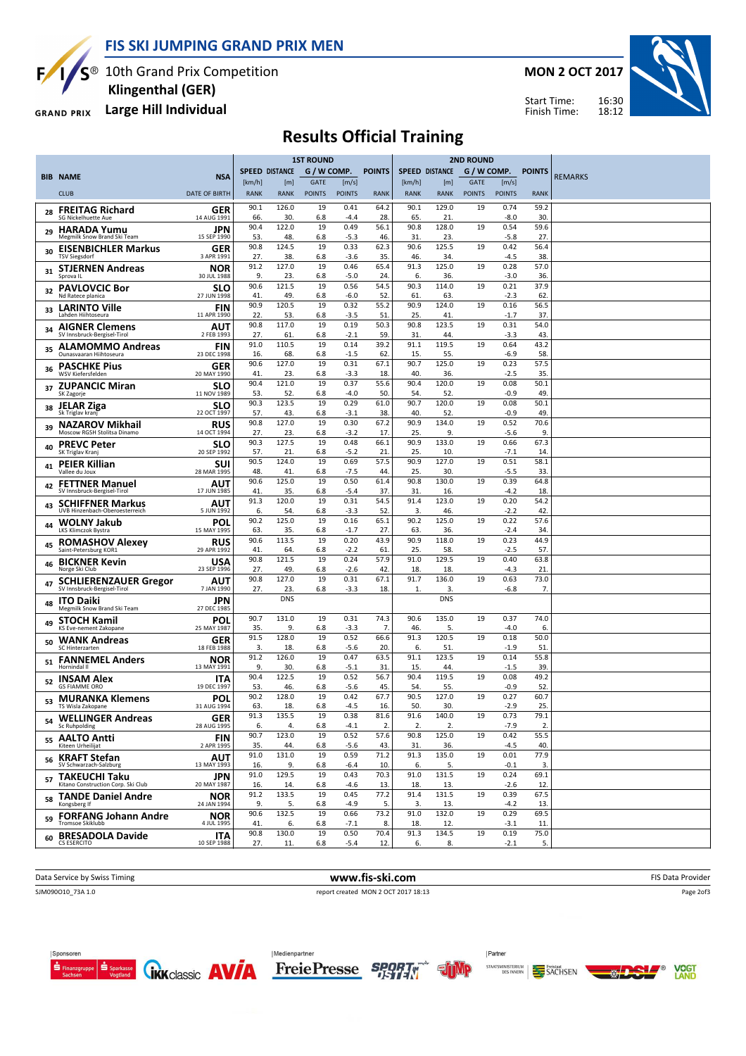# FIS SKI JUMPING GRAND PRIX MEN

10th Grand Prix Competition
**Klingenthal (GER)**
**Large Hill Individual**

**MON 2 OCT 2017**

Start Time: 16:30
Finish Time: 18:12

## Results Official Training

| BIB | NAME / CLUB | NSA / DATE OF BIRTH | 1ST ROUND SPEED [km/h] / RANK | DISTANCE [m] / RANK | GATE / POINTS | WIND [m/s] / POINTS | POINTS / RANK | 2ND ROUND SPEED [km/h] / RANK | DISTANCE [m] / RANK | GATE / POINTS | WIND [m/s] / POINTS | POINTS / RANK | REMARKS |
|---|---|---|---|---|---|---|---|---|---|---|---|---|---|
| 28 | FREITAG Richard / SG Nickelhuette Aue | GER / 14 AUG 1991 | 90.1 / 66. | 126.0 / 30. | 19 / 6.8 | 0.41 / -4.4 | 64.2 / 28. | 90.1 / 65. | 129.0 / 21. | 19 | 0.74 / -8.0 | 59.2 / 30. | |
| 29 | HARADA Yumu / Megmilk Snow Brand Ski Team | JPN / 15 SEP 1990 | 90.4 / 53. | 122.0 / 48. | 19 / 6.8 | 0.49 / -5.3 | 56.1 / 46. | 90.8 / 31. | 128.0 / 23. | 19 | 0.54 / -5.8 | 59.6 / 27. | |
| 30 | EISENBICHLER Markus / TSV Siegsdorf | GER / 3 APR 1991 | 90.8 / 27. | 124.5 / 38. | 19 / 6.8 | 0.33 / -3.6 | 62.3 / 35. | 90.6 / 46. | 125.5 / 34. | 19 | 0.42 / -4.5 | 56.4 / 38. | |
| 31 | STJERNEN Andreas / Sprova IL | NOR / 30 JUL 1988 | 91.2 / 9. | 127.0 / 23. | 19 / 6.8 | 0.46 / -5.0 | 65.4 / 24. | 91.3 / 6. | 125.0 / 36. | 19 | 0.28 / -3.0 | 57.0 / 36. | |
| 32 | PAVLOVCIC Bor / Nd Ratece planica | SLO / 27 JUN 1998 | 90.6 / 41. | 121.5 / 49. | 19 / 6.8 | 0.56 / -6.0 | 54.5 / 52. | 90.3 / 61. | 114.0 / 63. | 19 | 0.21 / -2.3 | 37.9 / 62. | |
| 33 | LARINTO Ville / Lahden Hiihtoseura | FIN / 11 APR 1990 | 90.9 / 22. | 120.5 / 53. | 19 / 6.8 | 0.32 / -3.5 | 55.2 / 51. | 90.9 / 25. | 124.0 / 41. | 19 | 0.16 / -1.7 | 56.5 / 37. | |
| 34 | AIGNER Clemens / SV Innsbruck-Bergisel-Tirol | AUT / 2 FEB 1993 | 90.8 / 27. | 117.0 / 61. | 19 / 6.8 | 0.19 / -2.1 | 50.3 / 59. | 90.8 / 31. | 123.5 / 44. | 19 | 0.31 / -3.3 | 54.0 / 43. | |
| 35 | ALAMOMMO Andreas / Ounasvaaran Hiihtoseura | FIN / 23 DEC 1998 | 91.0 / 16. | 110.5 / 68. | 19 / 6.8 | 0.14 / -1.5 | 39.2 / 62. | 91.1 / 15. | 119.5 / 55. | 19 | 0.64 / -6.9 | 43.2 / 58. | |
| 36 | PASCHKE Pius / WSV Kiefersfelden | GER / 20 MAY 1990 | 90.6 / 41. | 127.0 / 23. | 19 / 6.8 | 0.31 / -3.3 | 67.1 / 18. | 90.7 / 40. | 125.0 / 36. | 19 | 0.23 / -2.5 | 57.5 / 35. | |
| 37 | ZUPANCIC Miran / SK Zagorje | SLO / 11 NOV 1989 | 90.4 / 53. | 121.0 / 52. | 19 / 6.8 | 0.37 / -4.0 | 55.6 / 50. | 90.4 / 54. | 120.0 / 52. | 19 | 0.08 / -0.9 | 50.1 / 49. | |
| 38 | JELAR Ziga / Sk Triglav kranj | SLO / 22 OCT 1997 | 90.3 / 57. | 123.5 / 43. | 19 / 6.8 | 0.29 / -3.1 | 61.0 / 38. | 90.7 / 40. | 120.0 / 52. | 19 | 0.08 / -0.9 | 50.1 / 49. | |
| 39 | NAZAROV Mikhail / Moscow RGSH Stolitsa Dinamo | RUS / 14 OCT 1994 | 90.8 / 27. | 127.0 / 23. | 19 / 6.8 | 0.30 / -3.2 | 67.2 / 17. | 90.9 / 25. | 134.0 / 9. | 19 | 0.52 / -5.6 | 70.6 / 9. | |
| 40 | PREVC Peter / SK Triglav Kranj | SLO / 20 SEP 1992 | 90.3 / 57. | 127.5 / 21. | 19 / 6.8 | 0.48 / -5.2 | 66.1 / 21. | 90.9 / 25. | 133.0 / 10. | 19 | 0.66 / -7.1 | 67.3 / 14. | |
| 41 | PEIER Killian / Vallee du Joux | SUI / 28 MAR 1995 | 90.5 / 48. | 124.0 / 41. | 19 / 6.8 | 0.69 / -7.5 | 57.5 / 44. | 90.9 / 25. | 127.0 / 30. | 19 | 0.51 / -5.5 | 58.1 / 33. | |
| 42 | FETTNER Manuel / SV Innsbruck-Bergisel-Tirol | AUT / 17 JUN 1985 | 90.6 / 41. | 125.0 / 35. | 19 / 6.8 | 0.50 / -5.4 | 61.4 / 37. | 90.8 / 31. | 130.0 / 16. | 19 | 0.39 / -4.2 | 64.8 / 18. | |
| 43 | SCHIFFNER Markus / UVB Hinzenbach-Oberoesterreich | AUT / 5 JUN 1992 | 91.3 / 6. | 120.0 / 54. | 19 / 6.8 | 0.31 / -3.3 | 54.5 / 52. | 91.4 / 3. | 123.0 / 46. | 19 | 0.20 / -2.2 | 54.2 / 42. | |
| 44 | WOLNY Jakub / LKS Klimczok Bystra | POL / 15 MAY 1995 | 90.2 / 63. | 125.0 / 35. | 19 / 6.8 | 0.16 / -1.7 | 65.1 / 27. | 90.2 / 63. | 125.0 / 36. | 19 | 0.22 / -2.4 | 57.6 / 34. | |
| 45 | ROMASHOV Alexey / Saint-Petersburg KOR1 | RUS / 29 APR 1992 | 90.6 / 41. | 113.5 / 64. | 19 / 6.8 | 0.20 / -2.2 | 43.9 / 61. | 90.9 / 25. | 118.0 / 58. | 19 | 0.23 / -2.5 | 44.9 / 57. | |
| 46 | BICKNER Kevin / Norge Ski Club | USA / 23 SEP 1996 | 90.8 / 27. | 121.5 / 49. | 19 / 6.8 | 0.24 / -2.6 | 57.9 / 42. | 91.0 / 18. | 129.5 / 18. | 19 | 0.40 / -4.3 | 63.8 / 21. | |
| 47 | SCHLIERENZAUER Gregor / SV Innsbruck-Bergisel-Tirol | AUT / 7 JAN 1990 | 90.8 / 27. | 127.0 / 23. | 19 / 6.8 | 0.31 / -3.3 | 67.1 / 18. | 91.7 / 1. | 136.0 / 3. | 19 | 0.63 / -6.8 | 73.0 / 7. | |
| 48 | ITO Daiki / Megmilk Snow Brand Ski Team | JPN / 27 DEC 1985 | | DNS | | | | | DNS | | | | |
| 49 | STOCH Kamil / KS Eve-nement Zakopane | POL / 25 MAY 1987 | 90.7 / 35. | 131.0 / 9. | 19 / 6.8 | 0.31 / -3.3 | 74.3 / 7. | 90.6 / 46. | 135.0 / 5. | 19 | 0.37 / -4.0 | 74.0 / 6. | |
| 50 | WANK Andreas / SC Hinterzarten | GER / 18 FEB 1988 | 91.5 / 3. | 128.0 / 18. | 19 / 6.8 | 0.52 / -5.6 | 66.6 / 20. | 91.3 / 6. | 120.5 / 51. | 19 | 0.18 / -1.9 | 50.0 / 51. | |
| 51 | FANNEMEL Anders / Hornindal Il | NOR / 13 MAY 1991 | 91.2 / 9. | 126.0 / 30. | 19 / 6.8 | 0.47 / -5.1 | 63.5 / 31. | 91.1 / 15. | 123.5 / 44. | 19 | 0.14 / -1.5 | 55.8 / 39. | |
| 52 | INSAM Alex / GS FIAMME ORO | ITA / 19 DEC 1997 | 90.4 / 53. | 122.5 / 46. | 19 / 6.8 | 0.52 / -5.6 | 56.7 / 45. | 90.4 / 54. | 119.5 / 55. | 19 | 0.08 / -0.9 | 49.2 / 52. | |
| 53 | MURANKA Klemens / TS Wisla Zakopane | POL / 31 AUG 1994 | 90.2 / 63. | 128.0 / 18. | 19 / 6.8 | 0.42 / -4.5 | 67.7 / 16. | 90.5 / 50. | 127.0 / 30. | 19 | 0.27 / -2.9 | 60.7 / 25. | |
| 54 | WELLINGER Andreas / Sc Ruhpolding | GER / 28 AUG 1995 | 91.3 / 6. | 135.5 / 4. | 19 / 6.8 | 0.38 / -4.1 | 81.6 / 2. | 91.6 / 2. | 140.0 / 2. | 19 | 0.73 / -7.9 | 79.1 / 2. | |
| 55 | AALTO Antti / Kiteen Urheilijat | FIN / 2 APR 1995 | 90.7 / 35. | 123.0 / 44. | 19 / 6.8 | 0.52 / -5.6 | 57.6 / 43. | 90.8 / 31. | 125.0 / 36. | 19 | 0.42 / -4.5 | 55.5 / 40. | |
| 56 | KRAFT Stefan / SV Schwarzach-Salzburg | AUT / 13 MAY 1993 | 91.0 / 16. | 131.0 / 9. | 19 / 6.8 | 0.59 / -6.4 | 71.2 / 10. | 91.3 / 6. | 135.0 / 5. | 19 | 0.01 / -0.1 | 77.9 / 3. | |
| 57 | TAKEUCHI Taku / Kitano Construction Corp. Ski Club | JPN / 20 MAY 1987 | 91.0 / 16. | 129.5 / 14. | 19 / 6.8 | 0.43 / -4.6 | 70.3 / 13. | 91.0 / 18. | 131.5 / 13. | 19 | 0.24 / -2.6 | 69.1 / 12. | |
| 58 | TANDE Daniel Andre / Kongsberg If | NOR / 24 JAN 1994 | 91.2 / 9. | 133.5 / 5. | 19 / 6.8 | 0.45 / -4.9 | 77.2 / 5. | 91.4 / 3. | 131.5 / 13. | 19 | 0.39 / -4.2 | 67.5 / 13. | |
| 59 | FORFANG Johann Andre / Tromsoe Skiklubb | NOR / 4 JUL 1995 | 90.6 / 41. | 132.5 / 6. | 19 / 6.8 | 0.66 / -7.1 | 73.2 / 8. | 91.0 / 18. | 132.0 / 12. | 19 | 0.29 / -3.1 | 69.5 / 11. | |
| 60 | BRESADOLA Davide / CS ESERCITO | ITA / 10 SEP 1988 | 90.8 / 27. | 130.0 / 11. | 19 / 6.8 | 0.50 / -5.4 | 70.4 / 12. | 91.3 / 6. | 134.5 / 8. | 19 | 0.19 / -2.1 | 75.0 / 5. | |

Data Service by Swiss Timing — www.fis-ski.com — FIS Data Provider

SJM090O10_73A 1.0 — report created MON 2 OCT 2017 18:13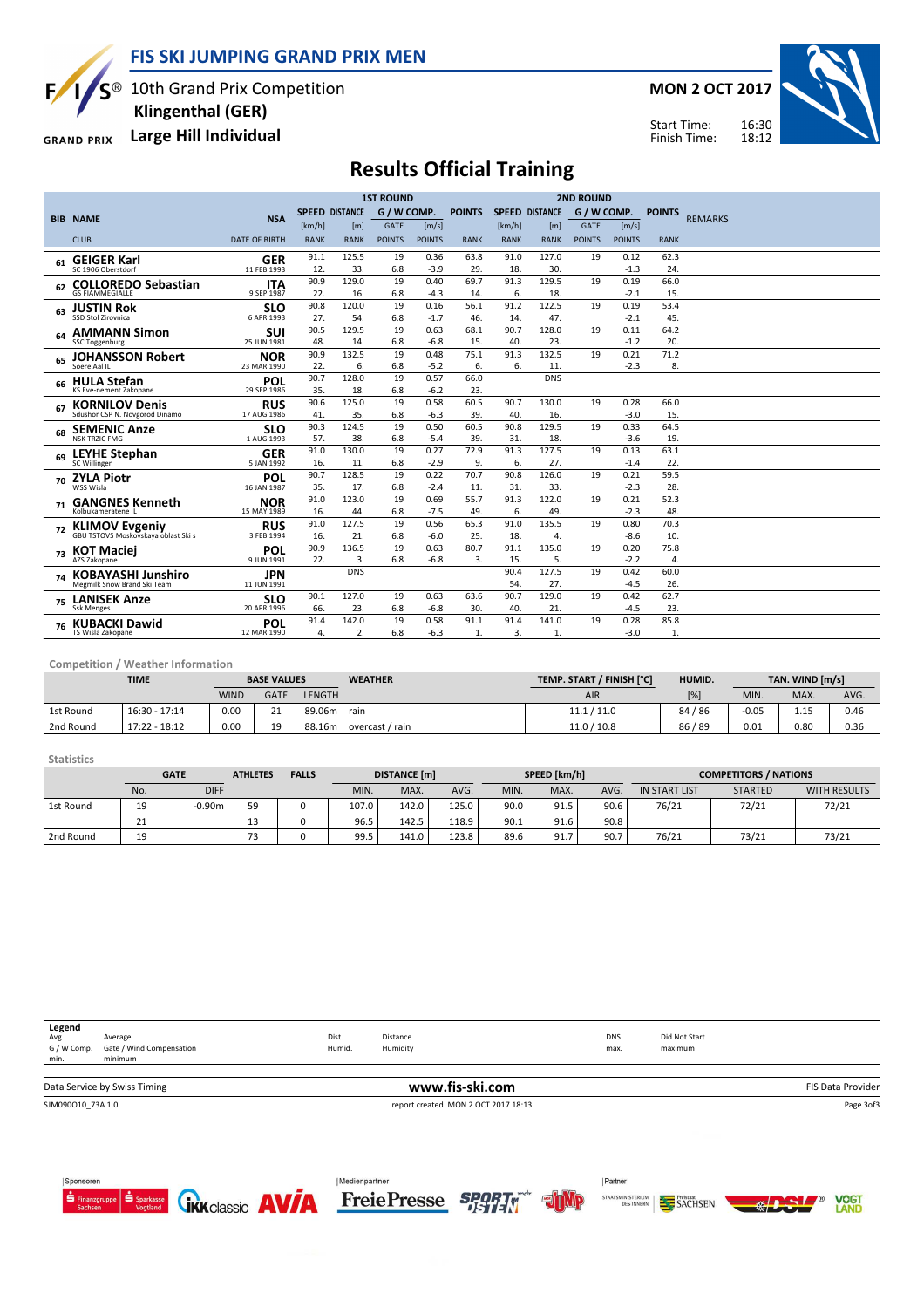# FIS SKI JUMPING GRAND PRIX MEN

10th Grand Prix Competition
**Klingenthal (GER)**
**Large Hill Individual**

**MON 2 OCT 2017**

Start Time: 16:30
Finish Time: 18:12

## Results Official Training

| BIB | NAME / CLUB | NSA / DATE OF BIRTH | 1ST ROUND SPEED [km/h] / RANK | DISTANCE [m] / RANK | GATE / POINTS | WIND [m/s] / POINTS | POINTS / RANK | 2ND ROUND SPEED [km/h] / RANK | DISTANCE [m] / RANK | GATE / POINTS | WIND [m/s] / POINTS | POINTS / RANK | REMARKS |
|---|---|---|---|---|---|---|---|---|---|---|---|---|---|
| 61 | **GEIGER Karl** SC 1906 Oberstdorf | **GER** 11 FEB 1993 | 91.1 / 12. | 125.5 / 33. | 19 / 6.8 | 0.36 / -3.9 | 63.8 / 29. | 91.0 / 18. | 127.0 / 30. | 19 | 0.12 / -1.3 | 62.3 / 24. | |
| 62 | **COLLOREDO Sebastian** GS FIAMMEGIALLE | **ITA** 9 SEP 1987 | 90.9 / 22. | 129.0 / 16. | 19 / 6.8 | 0.40 / -4.3 | 69.7 / 14. | 91.3 / 6. | 129.5 / 18. | 19 | 0.19 / -2.1 | 66.0 / 15. | |
| 63 | **JUSTIN Rok** SSD Stol Zirovnica | **SLO** 6 APR 1993 | 90.8 / 27. | 120.0 / 54. | 19 / 6.8 | 0.16 / -1.7 | 56.1 / 46. | 91.2 / 14. | 122.5 / 47. | 19 | 0.19 / -2.1 | 53.4 / 45. | |
| 64 | **AMMANN Simon** SSC Toggenburg | **SUI** 25 JUN 1981 | 90.5 / 48. | 129.5 / 14. | 19 / 6.8 | 0.63 / -6.8 | 68.1 / 15. | 90.7 / 40. | 128.0 / 23. | 19 | 0.11 / -1.2 | 64.2 / 20. | |
| 65 | **JOHANSSON Robert** Soere Aal IL | **NOR** 23 MAR 1990 | 90.9 / 22. | 132.5 / 6. | 19 / 6.8 | 0.48 / -5.2 | 75.1 / 6. | 91.3 / 6. | 132.5 / 11. | 19 | 0.21 / -2.3 | 71.2 / 8. | |
| 66 | **HULA Stefan** KS Eve-nement Zakopane | **POL** 29 SEP 1986 | 90.7 / 35. | 128.0 / 18. | 19 / 6.8 | 0.57 / -6.2 | 66.0 / 23. | | DNS | | | | |
| 67 | **KORNILOV Denis** Sdushor CSP N. Novgorod Dinamo | **RUS** 17 AUG 1986 | 90.6 / 41. | 125.0 / 35. | 19 / 6.8 | 0.58 / -6.3 | 60.5 / 39. | 90.7 / 40. | 130.0 / 16. | 19 | 0.28 / -3.0 | 66.0 / 15. | |
| 68 | **SEMENIC Anze** NSK TRZIC FMG | **SLO** 1 AUG 1993 | 90.3 / 57. | 124.5 / 38. | 19 / 6.8 | 0.50 / -5.4 | 60.5 / 39. | 90.8 / 31. | 129.5 / 18. | 19 | 0.33 / -3.6 | 64.5 / 19. | |
| 69 | **LEYHE Stephan** SC Willingen | **GER** 5 JAN 1992 | 91.0 / 16. | 130.0 / 11. | 19 / 6.8 | 0.27 / -2.9 | 72.9 / 9. | 91.3 / 6. | 127.5 / 27. | 19 | 0.13 / -1.4 | 63.1 / 22. | |
| 70 | **ZYLA Piotr** WSS Wisla | **POL** 16 JAN 1987 | 90.7 / 35. | 128.5 / 17. | 19 / 6.8 | 0.22 / -2.4 | 70.7 / 11. | 90.8 / 31. | 126.0 / 33. | 19 | 0.21 / -2.3 | 59.5 / 28. | |
| 71 | **GANGNES Kenneth** Kolbukameratene IL | **NOR** 15 MAY 1989 | 91.0 / 16. | 123.0 / 44. | 19 / 6.8 | 0.69 / -7.5 | 55.7 / 49. | 91.3 / 6. | 122.0 / 49. | 19 | 0.21 / -2.3 | 52.3 / 48. | |
| 72 | **KLIMOV Evgeniy** GBU TSTOVS Moskovskaya oblast Ski s | **RUS** 3 FEB 1994 | 91.0 / 16. | 127.5 / 21. | 19 / 6.8 | 0.56 / -6.0 | 65.3 / 25. | 91.0 / 18. | 135.5 / 4. | 19 | 0.80 / -8.6 | 70.3 / 10. | |
| 73 | **KOT Maciej** AZS Zakopane | **POL** 9 JUN 1991 | 90.9 / 22. | 136.5 / 3. | 19 / 6.8 | 0.63 / -6.8 | 80.7 / 3. | 91.1 / 15. | 135.0 / 5. | 19 | 0.20 / -2.2 | 75.8 / 4. | |
| 74 | **KOBAYASHI Junshiro** Megmilk Snow Brand Ski Team | **JPN** 11 JUN 1991 | | DNS | | | | 90.4 / 54. | 127.5 / 27. | 19 | 0.42 / -4.5 | 60.0 / 26. | |
| 75 | **LANISEK Anze** Ssk Menges | **SLO** 20 APR 1996 | 90.1 / 66. | 127.0 / 23. | 19 / 6.8 | 0.63 / -6.8 | 63.6 / 30. | 90.7 / 40. | 129.0 / 21. | 19 | 0.42 / -4.5 | 62.7 / 23. | |
| 76 | **KUBACKI Dawid** TS Wisla Zakopane | **POL** 12 MAR 1990 | 91.4 / 4. | 142.0 / 2. | 19 / 6.8 | 0.58 / -6.3 | 91.1 / 1. | 91.4 / 3. | 141.0 / 1. | 19 | 0.28 / -3.0 | 85.8 / 1. | |

### Competition / Weather Information

| | TIME | BASE VALUES WIND | GATE | LENGTH | WEATHER | TEMP. START / FINISH [°C] AIR | HUMID. [%] | TAN. WIND [m/s] MIN. | MAX. | AVG. |
|---|---|---|---|---|---|---|---|---|---|---|
| 1st Round | 16:30 - 17:14 | 0.00 | 21 | 89.06m | rain | 11.1 / 11.0 | 84 / 86 | -0.05 | 1.15 | 0.46 |
| 2nd Round | 17:22 - 18:12 | 0.00 | 19 | 88.16m | overcast / rain | 11.0 / 10.8 | 86 / 89 | 0.01 | 0.80 | 0.36 |

### Statistics

| | GATE No. | DIFF | ATHLETES | FALLS | DISTANCE [m] MIN. | MAX. | AVG. | SPEED [km/h] MIN. | MAX. | AVG. | COMPETITORS / NATIONS IN START LIST | STARTED | WITH RESULTS |
|---|---|---|---|---|---|---|---|---|---|---|---|---|---|
| 1st Round | 19 | -0.90m | 59 | 0 | 107.0 | 142.0 | 125.0 | 90.0 | 91.5 | 90.6 | 76/21 | 72/21 | 72/21 |
| | 21 | | 13 | 0 | 96.5 | 142.5 | 118.9 | 90.1 | 91.6 | 90.8 | | | |
| 2nd Round | 19 | | 73 | 0 | 99.5 | 141.0 | 123.8 | 89.6 | 91.7 | 90.7 | 76/21 | 73/21 | 73/21 |

**Legend**

| | | | | | |
|---|---|---|---|---|---|
| Avg. | Average | Dist. | Distance | DNS | Did Not Start |
| G / W Comp. | Gate / Wind Compensation | Humid. | Humidity | max. | maximum |
| min. | minimum | | | | |

Data Service by Swiss Timing — www.fis-ski.com — FIS Data Provider

SJM090O10_73A 1.0 — report created MON 2 OCT 2017 18:13